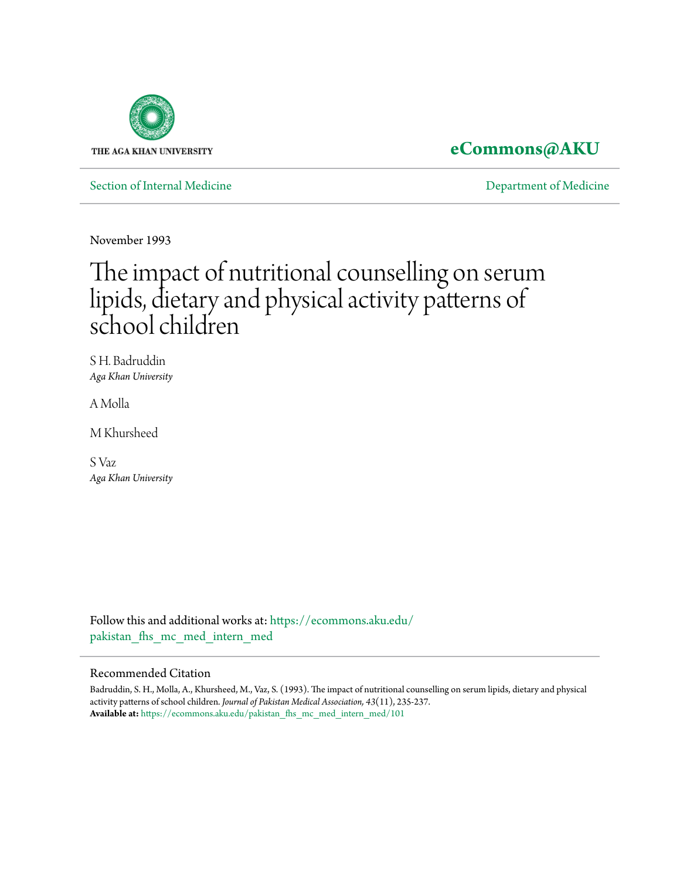THE AGA KHAN UNIVERSITY

**eCommons@AKU**

Section of Internal Medicine | Department of Medicine

November 1993

# The impact of nutritional counselling on serum lipids, dietary and physical activity patterns of school children

S H. Badruddin
*Aga Khan University*

A Molla

M Khursheed

S Vaz
*Aga Khan University*

Follow this and additional works at: https://ecommons.aku.edu/pakistan_fhs_mc_med_intern_med

## Recommended Citation

Badruddin, S. H., Molla, A., Khursheed, M., Vaz, S. (1993). The impact of nutritional counselling on serum lipids, dietary and physical activity patterns of school children. *Journal of Pakistan Medical Association, 43*(11), 235-237.

**Available at:** https://ecommons.aku.edu/pakistan_fhs_mc_med_intern_med/101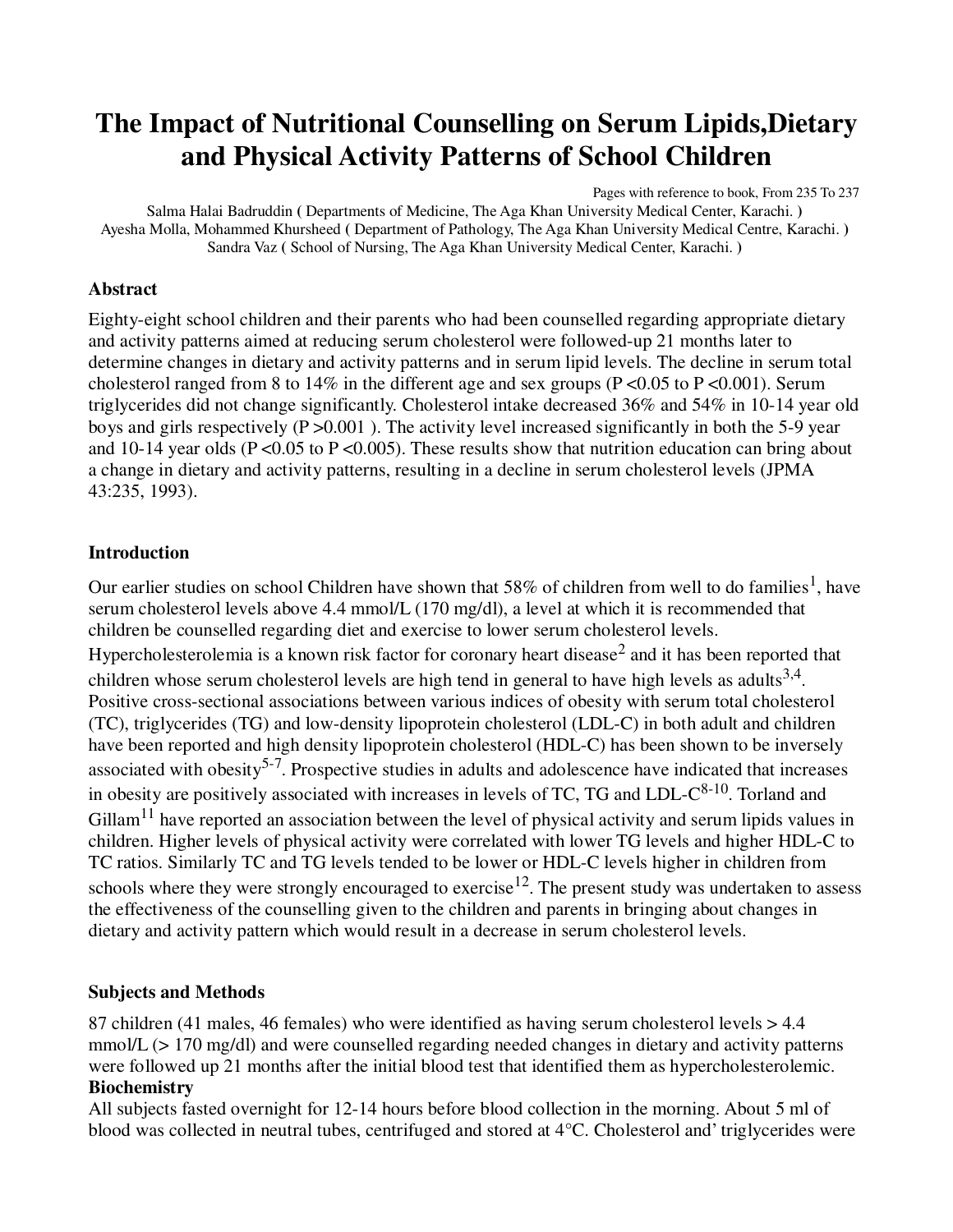# The Impact of Nutritional Counselling on Serum Lipids,Dietary and Physical Activity Patterns of School Children

Pages with reference to book, From 235 To 237

Salma Halai Badruddin ( Departments of Medicine, The Aga Khan University Medical Center, Karachi. )
Ayesha Molla, Mohammed Khursheed ( Department of Pathology, The Aga Khan University Medical Centre, Karachi. )
Sandra Vaz ( School of Nursing, The Aga Khan University Medical Center, Karachi. )

## Abstract

Eighty-eight school children and their parents who had been counselled regarding appropriate dietary and activity patterns aimed at reducing serum cholesterol were followed-up 21 months later to determine changes in dietary and activity patterns and in serum lipid levels. The decline in serum total cholesterol ranged from 8 to 14% in the different age and sex groups ($P < 0.05$ to $P < 0.001$). Serum triglycerides did not change significantly. Cholesterol intake decreased 36% and 54% in 10-14 year old boys and girls respectively ($P > 0.001$ ). The activity level increased significantly in both the 5-9 year and 10-14 year olds ($P < 0.05$ to $P < 0.005$). These results show that nutrition education can bring about a change in dietary and activity patterns, resulting in a decline in serum cholesterol levels (JPMA 43:235, 1993).

## Introduction

Our earlier studies on school Children have shown that 58% of children from well to do families[1], have serum cholesterol levels above 4.4 mmol/L (170 mg/dl), a level at which it is recommended that children be counselled regarding diet and exercise to lower serum cholesterol levels. Hypercholesterolemia is a known risk factor for coronary heart disease[2] and it has been reported that children whose serum cholesterol levels are high tend in general to have high levels as adults[3,4]. Positive cross-sectional associations between various indices of obesity with serum total cholesterol (TC), triglycerides (TG) and low-density lipoprotein cholesterol (LDL-C) in both adult and children have been reported and high density lipoprotein cholesterol (HDL-C) has been shown to be inversely associated with obesity[5-7]. Prospective studies in adults and adolescence have indicated that increases in obesity are positively associated with increases in levels of TC, TG and LDL-C[8-10]. Torland and Gillam[11] have reported an association between the level of physical activity and serum lipids values in children. Higher levels of physical activity were correlated with lower TG levels and higher HDL-C to TC ratios. Similarly TC and TG levels tended to be lower or HDL-C levels higher in children from schools where they were strongly encouraged to exercise[12]. The present study was undertaken to assess the effectiveness of the counselling given to the children and parents in bringing about changes in dietary and activity pattern which would result in a decrease in serum cholesterol levels.

## Subjects and Methods

87 children (41 males, 46 females) who were identified as having serum cholesterol levels > 4.4 mmol/L (> 170 mg/dl) and were counselled regarding needed changes in dietary and activity patterns were followed up 21 months after the initial blood test that identified them as hypercholesterolemic.

### Biochemistry

All subjects fasted overnight for 12-14 hours before blood collection in the morning. About 5 ml of blood was collected in neutral tubes, centrifuged and stored at 4°C. Cholesterol and' triglycerides were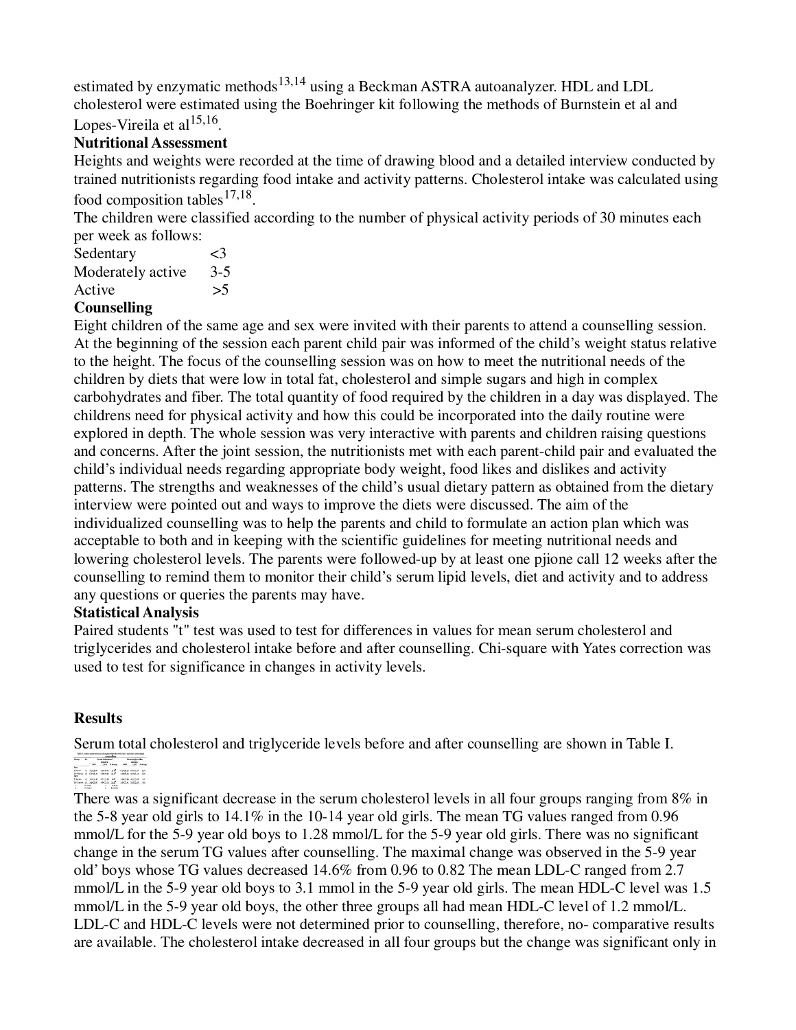estimated by enzymatic methods[13,14] using a Beckman ASTRA autoanalyzer. HDL and LDL cholesterol were estimated using the Boehringer kit following the methods of Burnstein et al and Lopes-Vireila et al[15,16].

**Nutritional Assessment**

Heights and weights were recorded at the time of drawing blood and a detailed interview conducted by trained nutritionists regarding food intake and activity patterns. Cholesterol intake was calculated using food composition tables[17,18].

The children were classified according to the number of physical activity periods of 30 minutes each per week as follows:

| | |
|---|---|
| Sedentary | <3 |
| Moderately active | 3-5 |
| Active | >5 |

**Counselling**

Eight children of the same age and sex were invited with their parents to attend a counselling session. At the beginning of the session each parent child pair was informed of the child's weight status relative to the height. The focus of the counselling session was on how to meet the nutritional needs of the children by diets that were low in total fat, cholesterol and simple sugars and high in complex carbohydrates and fiber. The total quantity of food required by the children in a day was displayed. The childrens need for physical activity and how this could be incorporated into the daily routine were explored in depth. The whole session was very interactive with parents and children raising questions and concerns. After the joint session, the nutritionists met with each parent-child pair and evaluated the child's individual needs regarding appropriate body weight, food likes and dislikes and activity patterns. The strengths and weaknesses of the child's usual dietary pattern as obtained from the dietary interview were pointed out and ways to improve the diets were discussed. The aim of the individualized counselling was to help the parents and child to formulate an action plan which was acceptable to both and in keeping with the scientific guidelines for meeting nutritional needs and lowering cholesterol levels. The parents were followed-up by at least one pjione call 12 weeks after the counselling to remind them to monitor their child's serum lipid levels, diet and activity and to address any questions or queries the parents may have.

**Statistical Analysis**

Paired students "t" test was used to test for differences in values for mean serum cholesterol and triglycerides and cholesterol intake before and after counselling. Chi-square with Yates correction was used to test for significance in changes in activity levels.

**Results**

Serum total cholesterol and triglyceride levels before and after counselling are shown in Table I.

There was a significant decrease in the serum cholesterol levels in all four groups ranging from 8% in the 5-8 year old girls to 14.1% in the 10-14 year old girls. The mean TG values ranged from 0.96 mmol/L for the 5-9 year old boys to 1.28 mmol/L for the 5-9 year old girls. There was no significant change in the serum TG values after counselling. The maximal change was observed in the 5-9 year old' boys whose TG values decreased 14.6% from 0.96 to 0.82 The mean LDL-C ranged from 2.7 mmol/L in the 5-9 year old boys to 3.1 mmol in the 5-9 year old girls. The mean HDL-C level was 1.5 mmol/L in the 5-9 year old boys, the other three groups all had mean HDL-C level of 1.2 mmol/L. LDL-C and HDL-C levels were not determined prior to counselling, therefore, no- comparative results are available. The cholesterol intake decreased in all four groups but the change was significant only in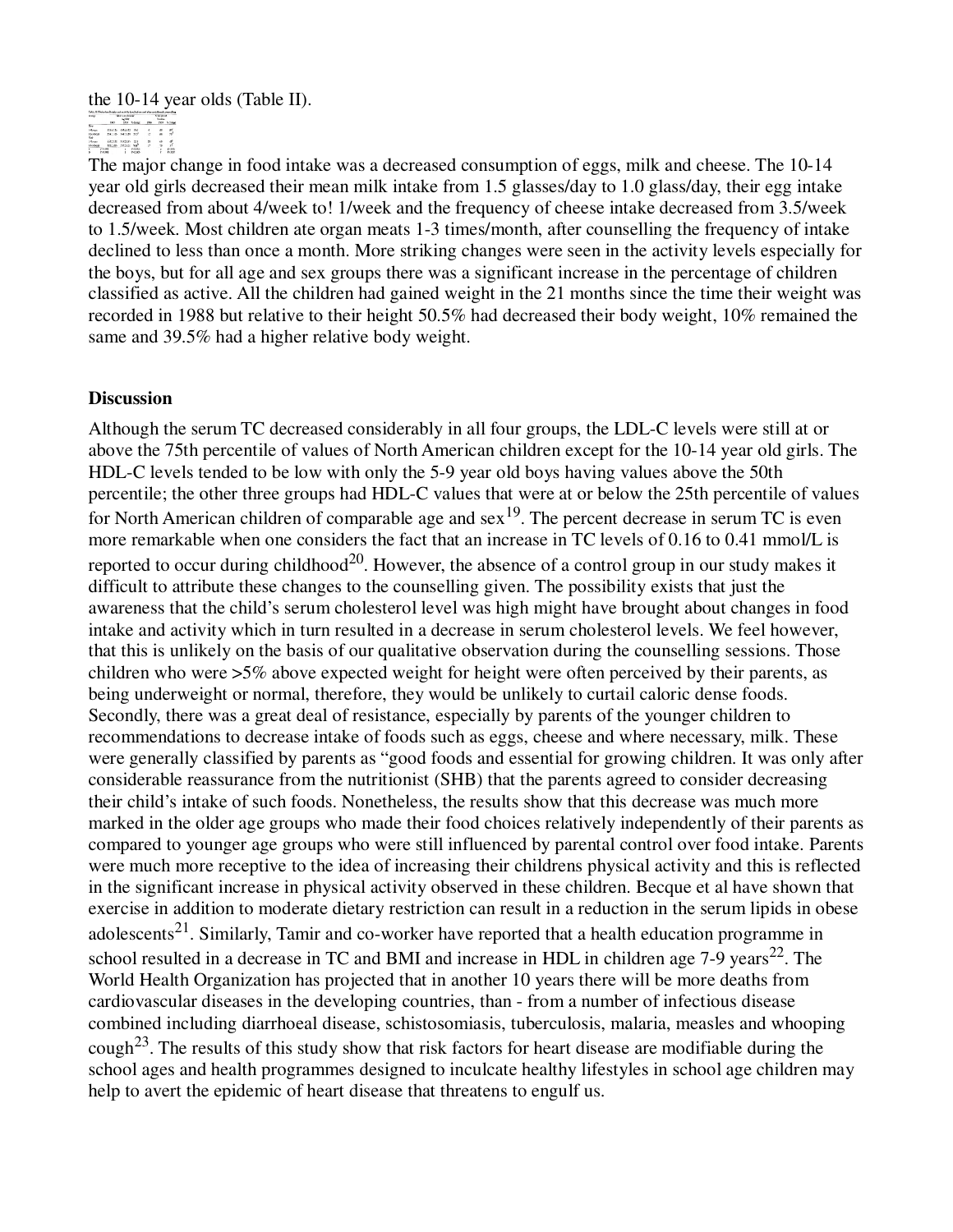the 10-14 year olds (Table II).

The major change in food intake was a decreased consumption of eggs, milk and cheese. The 10-14 year old girls decreased their mean milk intake from 1.5 glasses/day to 1.0 glass/day, their egg intake decreased from about 4/week to! 1/week and the frequency of cheese intake decreased from 3.5/week to 1.5/week. Most children ate organ meats 1-3 times/month, after counselling the frequency of intake declined to less than once a month. More striking changes were seen in the activity levels especially for the boys, but for all age and sex groups there was a significant increase in the percentage of children classified as active. All the children had gained weight in the 21 months since the time their weight was recorded in 1988 but relative to their height 50.5% had decreased their body weight, 10% remained the same and 39.5% had a higher relative body weight.

## Discussion

Although the serum TC decreased considerably in all four groups, the LDL-C levels were still at or above the 75th percentile of values of North American children except for the 10-14 year old girls. The HDL-C levels tended to be low with only the 5-9 year old boys having values above the 50th percentile; the other three groups had HDL-C values that were at or below the 25th percentile of values for North American children of comparable age and sex[19]. The percent decrease in serum TC is even more remarkable when one considers the fact that an increase in TC levels of 0.16 to 0.41 mmol/L is reported to occur during childhood[20]. However, the absence of a control group in our study makes it difficult to attribute these changes to the counselling given. The possibility exists that just the awareness that the child's serum cholesterol level was high might have brought about changes in food intake and activity which in turn resulted in a decrease in serum cholesterol levels. We feel however, that this is unlikely on the basis of our qualitative observation during the counselling sessions. Those children who were >5% above expected weight for height were often perceived by their parents, as being underweight or normal, therefore, they would be unlikely to curtail caloric dense foods. Secondly, there was a great deal of resistance, especially by parents of the younger children to recommendations to decrease intake of foods such as eggs, cheese and where necessary, milk. These were generally classified by parents as "good foods and essential for growing children. It was only after considerable reassurance from the nutritionist (SHB) that the parents agreed to consider decreasing their child's intake of such foods. Nonetheless, the results show that this decrease was much more marked in the older age groups who made their food choices relatively independently of their parents as compared to younger age groups who were still influenced by parental control over food intake. Parents were much more receptive to the idea of increasing their childrens physical activity and this is reflected in the significant increase in physical activity observed in these children. Becque et al have shown that exercise in addition to moderate dietary restriction can result in a reduction in the serum lipids in obese adolescents[21]. Similarly, Tamir and co-worker have reported that a health education programme in school resulted in a decrease in TC and BMI and increase in HDL in children age 7-9 years[22]. The World Health Organization has projected that in another 10 years there will be more deaths from cardiovascular diseases in the developing countries, than - from a number of infectious disease combined including diarrhoeal disease, schistosomiasis, tuberculosis, malaria, measles and whooping cough[23]. The results of this study show that risk factors for heart disease are modifiable during the school ages and health programmes designed to inculcate healthy lifestyles in school age children may help to avert the epidemic of heart disease that threatens to engulf us.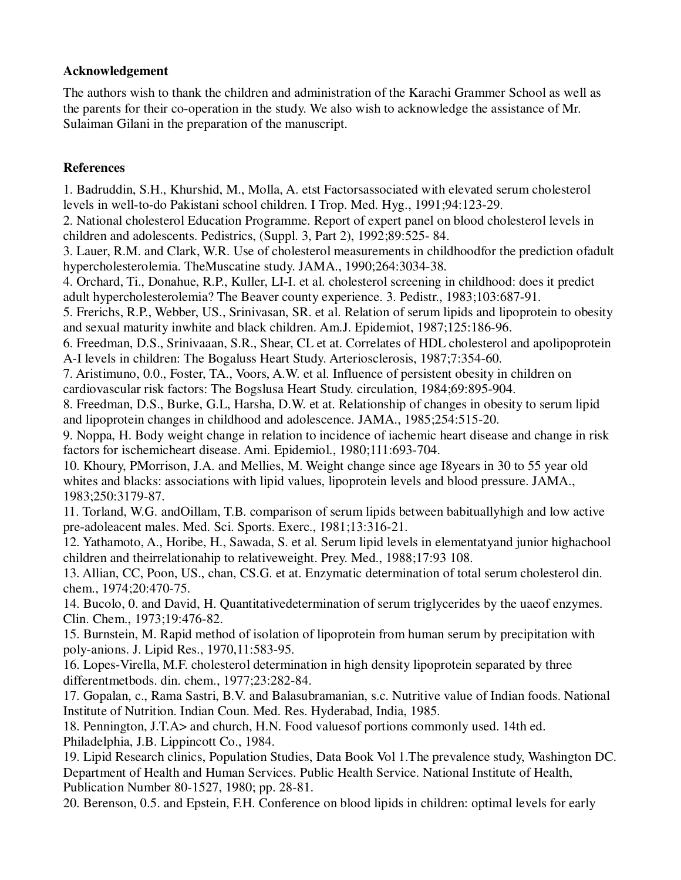**Acknowledgement**

The authors wish to thank the children and administration of the Karachi Grammer School as well as the parents for their co-operation in the study. We also wish to acknowledge the assistance of Mr. Sulaiman Gilani in the preparation of the manuscript.

**References**

1. Badruddin, S.H., Khurshid, M., Molla, A. etst Factorsassociated with elevated serum cholesterol levels in well-to-do Pakistani school children. I Trop. Med. Hyg., 1991;94:123-29.
2. National cholesterol Education Programme. Report of expert panel on blood cholesterol levels in children and adolescents. Pedistrics, (Suppl. 3, Part 2), 1992;89:525- 84.
3. Lauer, R.M. and Clark, W.R. Use of cholesterol measurements in childhoodfor the prediction ofadult hypercholesterolemia. TheMuscatine study. JAMA., 1990;264:3034-38.
4. Orchard, Ti., Donahue, R.P., Kuller, LI-I. et al. cholesterol screening in childhood: does it predict adult hypercholesterolemia? The Beaver county experience. 3. Pedistr., 1983;103:687-91.
5. Frerichs, R.P., Webber, US., Srinivasan, SR. et al. Relation of serum lipids and lipoprotein to obesity and sexual maturity inwhite and black children. Am.J. Epidemiot, 1987;125:186-96.
6. Freedman, D.S., Srinivaaan, S.R., Shear, CL et at. Correlates of HDL cholesterol and apolipoprotein A-I levels in children: The Bogaluss Heart Study. Arteriosclerosis, 1987;7:354-60.
7. Aristimuno, 0.0., Foster, TA., Voors, A.W. et al. Influence of persistent obesity in children on cardiovascular risk factors: The Bogslusa Heart Study. circulation, 1984;69:895-904.
8. Freedman, D.S., Burke, G.L, Harsha, D.W. et at. Relationship of changes in obesity to serum lipid and lipoprotein changes in childhood and adolescence. JAMA., 1985;254:515-20.
9. Noppa, H. Body weight change in relation to incidence of iachemic heart disease and change in risk factors for ischemicheart disease. Ami. Epidemiol., 1980;111:693-704.
10. Khoury, PMorrison, J.A. and Mellies, M. Weight change since age I8years in 30 to 55 year old whites and blacks: associations with lipid values, lipoprotein levels and blood pressure. JAMA., 1983;250:3179-87.
11. Torland, W.G. andOillam, T.B. comparison of serum lipids between babituallyhigh and low active pre-adoleacent males. Med. Sci. Sports. Exerc., 1981;13:316-21.
12. Yathamoto, A., Horibe, H., Sawada, S. et al. Serum lipid levels in elementatyand junior highachool children and theirrelationahip to relativeweight. Prey. Med., 1988;17:93 108.
13. Allian, CC, Poon, US., chan, CS.G. et at. Enzymatic determination of total serum cholesterol din. chem., 1974;20:470-75.
14. Bucolo, 0. and David, H. Quantitativedetermination of serum triglycerides by the uaeof enzymes. Clin. Chem., 1973;19:476-82.
15. Burnstein, M. Rapid method of isolation of lipoprotein from human serum by precipitation with poly-anions. J. Lipid Res., 1970,11:583-95.
16. Lopes-Virella, M.F. cholesterol determination in high density lipoprotein separated by three differentmetbods. din. chem., 1977;23:282-84.
17. Gopalan, c., Rama Sastri, B.V. and Balasubramanian, s.c. Nutritive value of Indian foods. National Institute of Nutrition. Indian Coun. Med. Res. Hyderabad, India, 1985.
18. Pennington, J.T.A> and church, H.N. Food valuesof portions commonly used. 14th ed. Philadelphia, J.B. Lippincott Co., 1984.
19. Lipid Research clinics, Population Studies, Data Book Vol 1.The prevalence study, Washington DC. Department of Health and Human Services. Public Health Service. National Institute of Health, Publication Number 80-1527, 1980; pp. 28-81.
20. Berenson, 0.5. and Epstein, F.H. Conference on blood lipids in children: optimal levels for early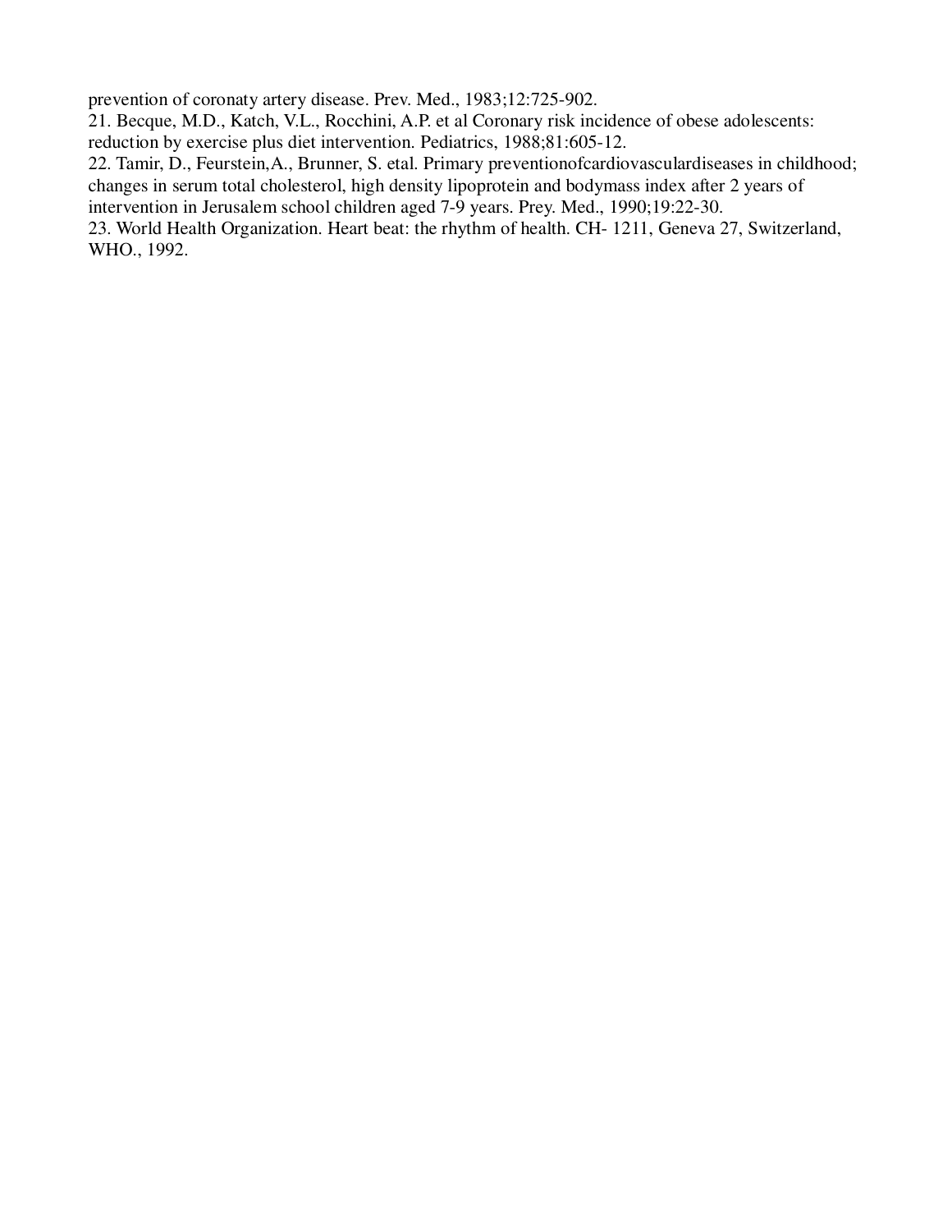prevention of coronaty artery disease. Prev. Med., 1983;12:725-902.

21. Becque, M.D., Katch, V.L., Rocchini, A.P. et al Coronary risk incidence of obese adolescents: reduction by exercise plus diet intervention. Pediatrics, 1988;81:605-12.

22. Tamir, D., Feurstein,A., Brunner, S. etal. Primary preventionofcardiovasculardiseases in childhood; changes in serum total cholesterol, high density lipoprotein and bodymass index after 2 years of intervention in Jerusalem school children aged 7-9 years. Prey. Med., 1990;19:22-30.

23. World Health Organization. Heart beat: the rhythm of health. CH- 1211, Geneva 27, Switzerland, WHO., 1992.